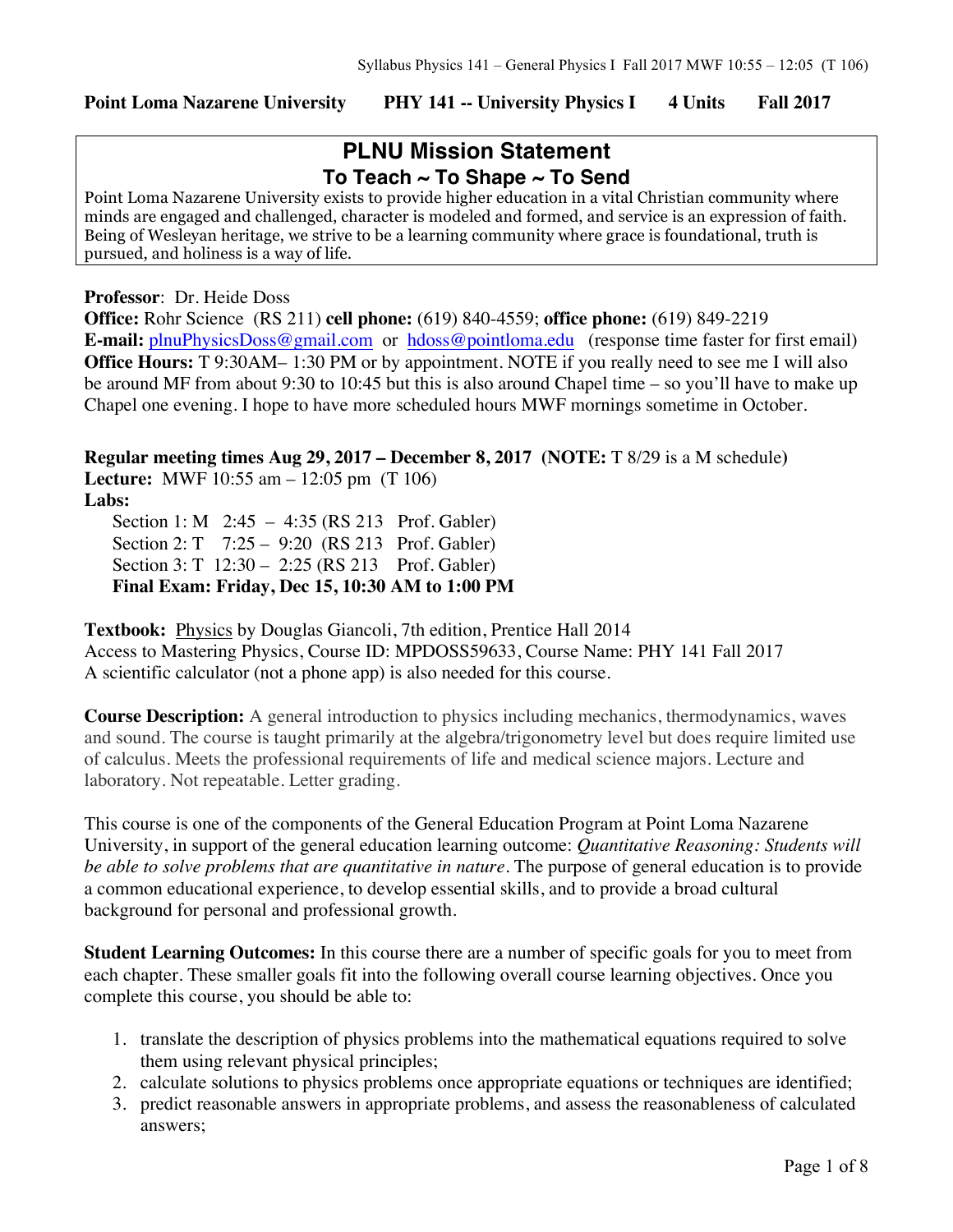**Point Loma Nazarene University PHY 141 -- University Physics I 4 Units Fall 2017**

# PLNU Mission Statement

## To Teach ~ To Shape ~ To Send

Point Loma Nazarene University exists to provide higher education in a vital Christian community where minds are engaged and challenged, character is modeled and formed, and service is an expression of faith. Being of Wesleyan heritage, we strive to be a learning community where grace is foundational, truth is pursued, and holiness is a way of life.

**Professor**: Dr. Heide Doss
**Office:** Rohr Science (RS 211) **cell phone:** (619) 840-4559; **office phone:** (619) 849-2219
**E-mail:** plnuPhysicsDoss@gmail.com or hdoss@pointloma.edu (response time faster for first email)
**Office Hours:** T 9:30AM– 1:30 PM or by appointment. NOTE if you really need to see me I will also be around MF from about 9:30 to 10:45 but this is also around Chapel time – so you'll have to make up Chapel one evening. I hope to have more scheduled hours MWF mornings sometime in October.

**Regular meeting times Aug 29, 2017 – December 8, 2017 (NOTE:** T 8/29 is a M schedule**)**
**Lecture:** MWF 10:55 am – 12:05 pm (T 106)
**Labs:**

Section 1: M 2:45 – 4:35 (RS 213 Prof. Gabler)
Section 2: T 7:25 – 9:20 (RS 213 Prof. Gabler)
Section 3: T 12:30 – 2:25 (RS 213 Prof. Gabler)
**Final Exam: Friday, Dec 15, 10:30 AM to 1:00 PM**

**Textbook:** Physics by Douglas Giancoli, 7th edition, Prentice Hall 2014
Access to Mastering Physics, Course ID: MPDOSS59633, Course Name: PHY 141 Fall 2017
A scientific calculator (not a phone app) is also needed for this course.

**Course Description:** A general introduction to physics including mechanics, thermodynamics, waves and sound. The course is taught primarily at the algebra/trigonometry level but does require limited use of calculus. Meets the professional requirements of life and medical science majors. Lecture and laboratory. Not repeatable. Letter grading.

This course is one of the components of the General Education Program at Point Loma Nazarene University, in support of the general education learning outcome: *Quantitative Reasoning: Students will be able to solve problems that are quantitative in nature*. The purpose of general education is to provide a common educational experience, to develop essential skills, and to provide a broad cultural background for personal and professional growth.

**Student Learning Outcomes:** In this course there are a number of specific goals for you to meet from each chapter. These smaller goals fit into the following overall course learning objectives. Once you complete this course, you should be able to:

1. translate the description of physics problems into the mathematical equations required to solve them using relevant physical principles;
2. calculate solutions to physics problems once appropriate equations or techniques are identified;
3. predict reasonable answers in appropriate problems, and assess the reasonableness of calculated answers;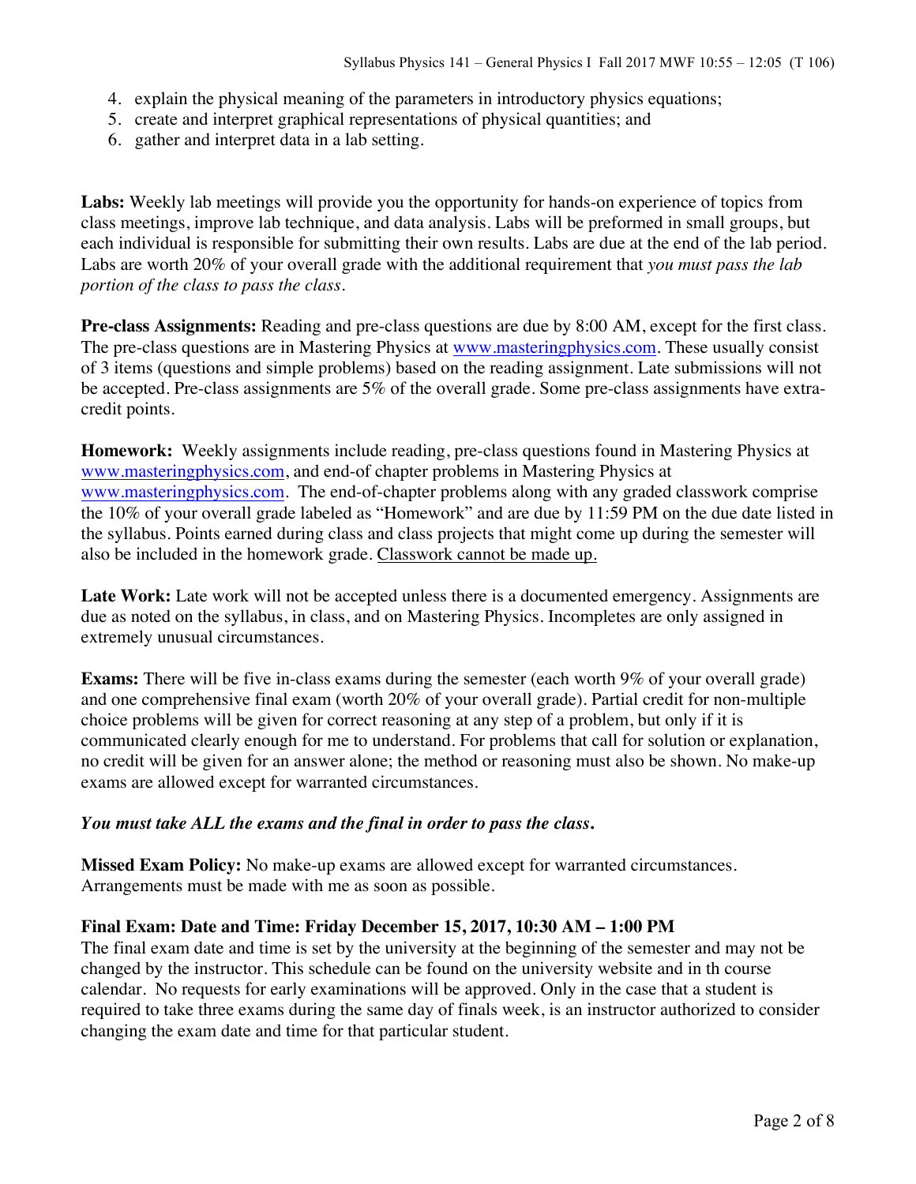4. explain the physical meaning of the parameters in introductory physics equations;
5. create and interpret graphical representations of physical quantities; and
6. gather and interpret data in a lab setting.

**Labs:** Weekly lab meetings will provide you the opportunity for hands-on experience of topics from class meetings, improve lab technique, and data analysis. Labs will be preformed in small groups, but each individual is responsible for submitting their own results. Labs are due at the end of the lab period. Labs are worth 20% of your overall grade with the additional requirement that *you must pass the lab portion of the class to pass the class.*

**Pre-class Assignments:** Reading and pre-class questions are due by 8:00 AM, except for the first class. The pre-class questions are in Mastering Physics at www.masteringphysics.com. These usually consist of 3 items (questions and simple problems) based on the reading assignment. Late submissions will not be accepted. Pre-class assignments are 5% of the overall grade. Some pre-class assignments have extra-credit points.

**Homework:** Weekly assignments include reading, pre-class questions found in Mastering Physics at www.masteringphysics.com, and end-of chapter problems in Mastering Physics at www.masteringphysics.com. The end-of-chapter problems along with any graded classwork comprise the 10% of your overall grade labeled as "Homework" and are due by 11:59 PM on the due date listed in the syllabus. Points earned during class and class projects that might come up during the semester will also be included in the homework grade. Classwork cannot be made up.

**Late Work:** Late work will not be accepted unless there is a documented emergency. Assignments are due as noted on the syllabus, in class, and on Mastering Physics. Incompletes are only assigned in extremely unusual circumstances.

**Exams:** There will be five in-class exams during the semester (each worth 9% of your overall grade) and one comprehensive final exam (worth 20% of your overall grade). Partial credit for non-multiple choice problems will be given for correct reasoning at any step of a problem, but only if it is communicated clearly enough for me to understand. For problems that call for solution or explanation, no credit will be given for an answer alone; the method or reasoning must also be shown. No make-up exams are allowed except for warranted circumstances.

***You must take ALL the exams and the final in order to pass the class.***

**Missed Exam Policy:** No make-up exams are allowed except for warranted circumstances. Arrangements must be made with me as soon as possible.

**Final Exam: Date and Time: Friday December 15, 2017, 10:30 AM – 1:00 PM**
The final exam date and time is set by the university at the beginning of the semester and may not be changed by the instructor. This schedule can be found on the university website and in th course calendar. No requests for early examinations will be approved. Only in the case that a student is required to take three exams during the same day of finals week, is an instructor authorized to consider changing the exam date and time for that particular student.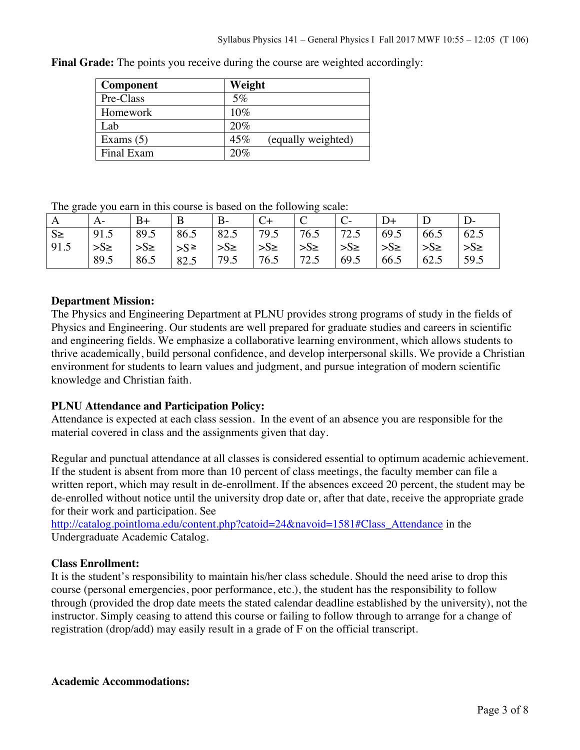**Final Grade:** The points you receive during the course are weighted accordingly:

| Component | Weight |
|---|---|
| Pre-Class | 5% |
| Homework | 10% |
| Lab | 20% |
| Exams (5) | 45% (equally weighted) |
| Final Exam | 20% |

The grade you earn in this course is based on the following scale:

| A | A- | B+ | B | B- | C+ | C | C- | D+ | D | D- |
|---|---|---|---|---|---|---|---|---|---|---|
| S≥ 91.5 | 91.5 >S≥ 89.5 | 89.5 >S≥ 86.5 | 86.5 >S≥ 82.5 | 82.5 >S≥ 79.5 | 79.5 >S≥ 76.5 | 76.5 >S≥ 72.5 | 72.5 >S≥ 69.5 | 69.5 >S≥ 66.5 | 66.5 >S≥ 62.5 | 62.5 >S≥ 59.5 |

**Department Mission:**

The Physics and Engineering Department at PLNU provides strong programs of study in the fields of Physics and Engineering. Our students are well prepared for graduate studies and careers in scientific and engineering fields. We emphasize a collaborative learning environment, which allows students to thrive academically, build personal confidence, and develop interpersonal skills. We provide a Christian environment for students to learn values and judgment, and pursue integration of modern scientific knowledge and Christian faith.

**PLNU Attendance and Participation Policy:**

Attendance is expected at each class session. In the event of an absence you are responsible for the material covered in class and the assignments given that day.

Regular and punctual attendance at all classes is considered essential to optimum academic achievement. If the student is absent from more than 10 percent of class meetings, the faculty member can file a written report, which may result in de-enrollment. If the absences exceed 20 percent, the student may be de-enrolled without notice until the university drop date or, after that date, receive the appropriate grade for their work and participation. See http://catalog.pointloma.edu/content.php?catoid=24&navoid=1581#Class_Attendance in the Undergraduate Academic Catalog.

**Class Enrollment:**

It is the student's responsibility to maintain his/her class schedule. Should the need arise to drop this course (personal emergencies, poor performance, etc.), the student has the responsibility to follow through (provided the drop date meets the stated calendar deadline established by the university), not the instructor. Simply ceasing to attend this course or failing to follow through to arrange for a change of registration (drop/add) may easily result in a grade of F on the official transcript.

**Academic Accommodations:**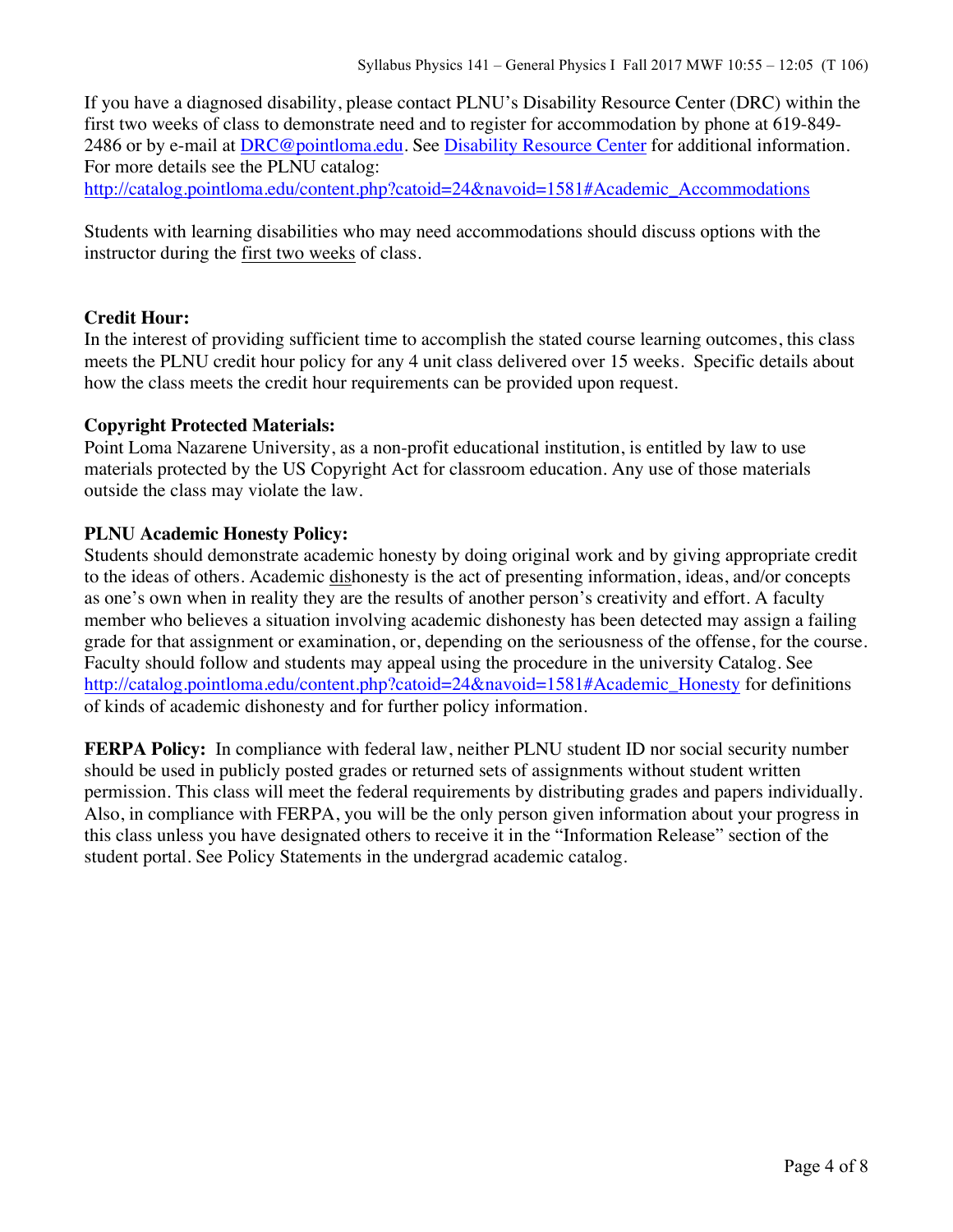If you have a diagnosed disability, please contact PLNU's Disability Resource Center (DRC) within the first two weeks of class to demonstrate need and to register for accommodation by phone at 619-849-2486 or by e-mail at [DRC@pointloma.edu](mailto:DRC@pointloma.edu). See [Disability Resource Center](#) for additional information. For more details see the PLNU catalog: [http://catalog.pointloma.edu/content.php?catoid=24&navoid=1581#Academic_Accommodations](http://catalog.pointloma.edu/content.php?catoid=24&navoid=1581#Academic_Accommodations)

Students with learning disabilities who may need accommodations should discuss options with the instructor during the <u>first two weeks</u> of class.

**Credit Hour:**
In the interest of providing sufficient time to accomplish the stated course learning outcomes, this class meets the PLNU credit hour policy for any 4 unit class delivered over 15 weeks. Specific details about how the class meets the credit hour requirements can be provided upon request.

**Copyright Protected Materials:**
Point Loma Nazarene University, as a non-profit educational institution, is entitled by law to use materials protected by the US Copyright Act for classroom education. Any use of those materials outside the class may violate the law.

**PLNU Academic Honesty Policy:**
Students should demonstrate academic honesty by doing original work and by giving appropriate credit to the ideas of others. Academic <u>dis</u>honesty is the act of presenting information, ideas, and/or concepts as one's own when in reality they are the results of another person's creativity and effort. A faculty member who believes a situation involving academic dishonesty has been detected may assign a failing grade for that assignment or examination, or, depending on the seriousness of the offense, for the course. Faculty should follow and students may appeal using the procedure in the university Catalog. See [http://catalog.pointloma.edu/content.php?catoid=24&navoid=1581#Academic_Honesty](http://catalog.pointloma.edu/content.php?catoid=24&navoid=1581#Academic_Honesty) for definitions of kinds of academic dishonesty and for further policy information.

**FERPA Policy:** In compliance with federal law, neither PLNU student ID nor social security number should be used in publicly posted grades or returned sets of assignments without student written permission. This class will meet the federal requirements by distributing grades and papers individually. Also, in compliance with FERPA, you will be the only person given information about your progress in this class unless you have designated others to receive it in the "Information Release" section of the student portal. See Policy Statements in the undergrad academic catalog.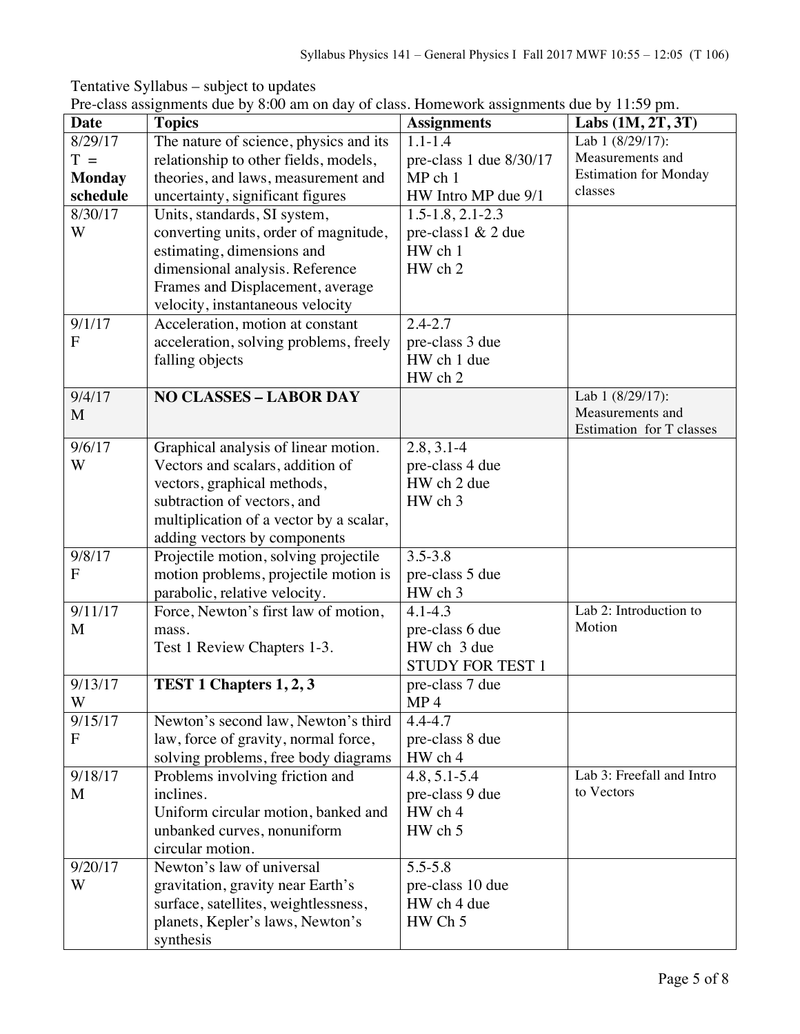Tentative Syllabus – subject to updates

Pre-class assignments due by 8:00 am on day of class. Homework assignments due by 11:59 pm.

| Date | Topics | Assignments | Labs (1M, 2T, 3T) |
|---|---|---|---|
| 8/29/17 T = **Monday schedule** | The nature of science, physics and its relationship to other fields, models, theories, and laws, measurement and uncertainty, significant figures | 1.1-1.4<br>pre-class 1 due 8/30/17<br>MP ch 1<br>HW Intro MP due 9/1 | Lab 1 (8/29/17): Measurements and Estimation for Monday classes |
| 8/30/17 W | Units, standards, SI system, converting units, order of magnitude, estimating, dimensions and dimensional analysis. Reference Frames and Displacement, average velocity, instantaneous velocity | 1.5-1.8, 2.1-2.3<br>pre-class1 & 2 due<br>HW ch 1<br>HW ch 2 | |
| 9/1/17 F | Acceleration, motion at constant acceleration, solving problems, freely falling objects | 2.4-2.7<br>pre-class 3 due<br>HW ch 1 due<br>HW ch 2 | |
| 9/4/17 M | **NO CLASSES – LABOR DAY** | | Lab 1 (8/29/17): Measurements and Estimation for T classes |
| 9/6/17 W | Graphical analysis of linear motion. Vectors and scalars, addition of vectors, graphical methods, subtraction of vectors, and multiplication of a vector by a scalar, adding vectors by components | 2.8, 3.1-4<br>pre-class 4 due<br>HW ch 2 due<br>HW ch 3 | |
| 9/8/17 F | Projectile motion, solving projectile motion problems, projectile motion is parabolic, relative velocity. | 3.5-3.8<br>pre-class 5 due<br>HW ch 3 | |
| 9/11/17 M | Force, Newton's first law of motion, mass.<br>Test 1 Review Chapters 1-3. | 4.1-4.3<br>pre-class 6 due<br>HW ch 3 due<br>STUDY FOR TEST 1 | Lab 2: Introduction to Motion |
| 9/13/17 W | **TEST 1 Chapters 1, 2, 3** | pre-class 7 due<br>MP 4 | |
| 9/15/17 F | Newton's second law, Newton's third law, force of gravity, normal force, solving problems, free body diagrams | 4.4-4.7<br>pre-class 8 due<br>HW ch 4 | |
| 9/18/17 M | Problems involving friction and inclines.<br>Uniform circular motion, banked and unbanked curves, nonuniform circular motion. | 4.8, 5.1-5.4<br>pre-class 9 due<br>HW ch 4<br>HW ch 5 | Lab 3: Freefall and Intro to Vectors |
| 9/20/17 W | Newton's law of universal gravitation, gravity near Earth's surface, satellites, weightlessness, planets, Kepler's laws, Newton's synthesis | 5.5-5.8<br>pre-class 10 due<br>HW ch 4 due<br>HW Ch 5 | |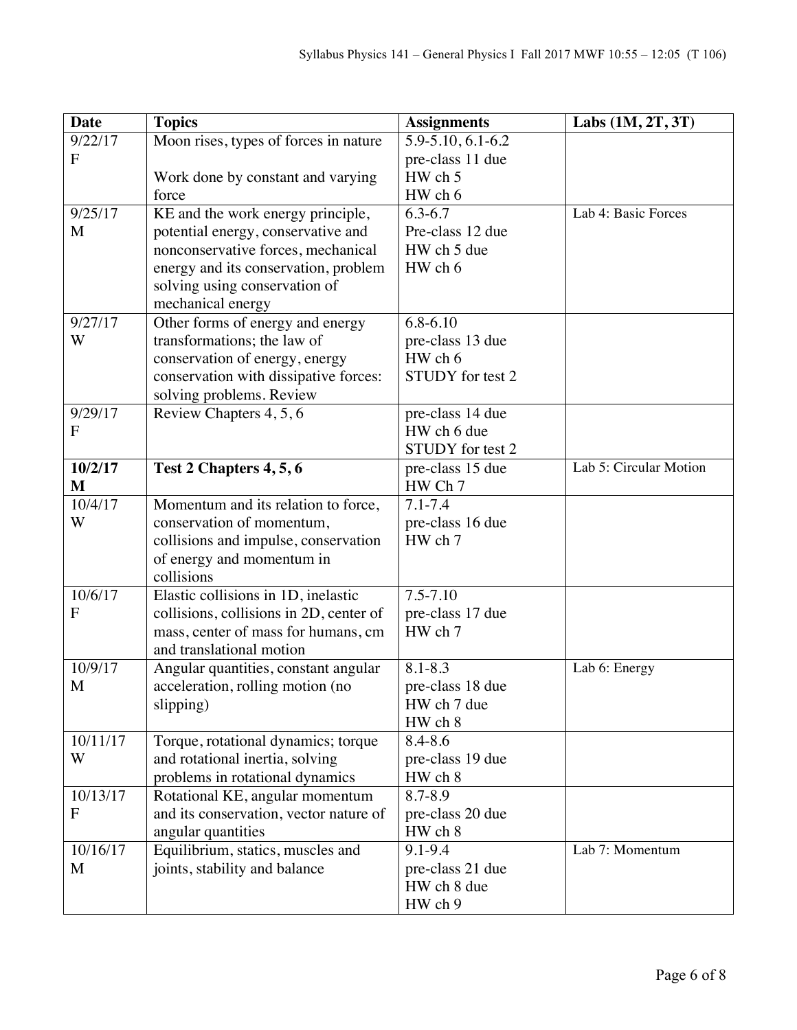| Date | Topics | Assignments | Labs (1M, 2T, 3T) |
|---|---|---|---|
| 9/22/17 F | Moon rises, types of forces in nature<br><br>Work done by constant and varying force | 5.9-5.10, 6.1-6.2<br>pre-class 11 due<br>HW ch 5<br>HW ch 6 | |
| 9/25/17 M | KE and the work energy principle, potential energy, conservative and nonconservative forces, mechanical energy and its conservation, problem solving using conservation of mechanical energy | 6.3-6.7<br>Pre-class 12 due<br>HW ch 5 due<br>HW ch 6 | Lab 4: Basic Forces |
| 9/27/17 W | Other forms of energy and energy transformations; the law of conservation of energy, energy conservation with dissipative forces: solving problems. Review | 6.8-6.10<br>pre-class 13 due<br>HW ch 6<br>STUDY for test 2 | |
| 9/29/17 F | Review Chapters 4, 5, 6 | pre-class 14 due<br>HW ch 6 due<br>STUDY for test 2 | |
| **10/2/17 M** | **Test 2 Chapters 4, 5, 6** | pre-class 15 due<br>HW Ch 7 | Lab 5: Circular Motion |
| 10/4/17 W | Momentum and its relation to force, conservation of momentum, collisions and impulse, conservation of energy and momentum in collisions | 7.1-7.4<br>pre-class 16 due<br>HW ch 7 | |
| 10/6/17 F | Elastic collisions in 1D, inelastic collisions, collisions in 2D, center of mass, center of mass for humans, cm and translational motion | 7.5-7.10<br>pre-class 17 due<br>HW ch 7 | |
| 10/9/17 M | Angular quantities, constant angular acceleration, rolling motion (no slipping) | 8.1-8.3<br>pre-class 18 due<br>HW ch 7 due<br>HW ch 8 | Lab 6: Energy |
| 10/11/17 W | Torque, rotational dynamics; torque and rotational inertia, solving problems in rotational dynamics | 8.4-8.6<br>pre-class 19 due<br>HW ch 8 | |
| 10/13/17 F | Rotational KE, angular momentum and its conservation, vector nature of angular quantities | 8.7-8.9<br>pre-class 20 due<br>HW ch 8 | |
| 10/16/17 M | Equilibrium, statics, muscles and joints, stability and balance | 9.1-9.4<br>pre-class 21 due<br>HW ch 8 due<br>HW ch 9 | Lab 7: Momentum |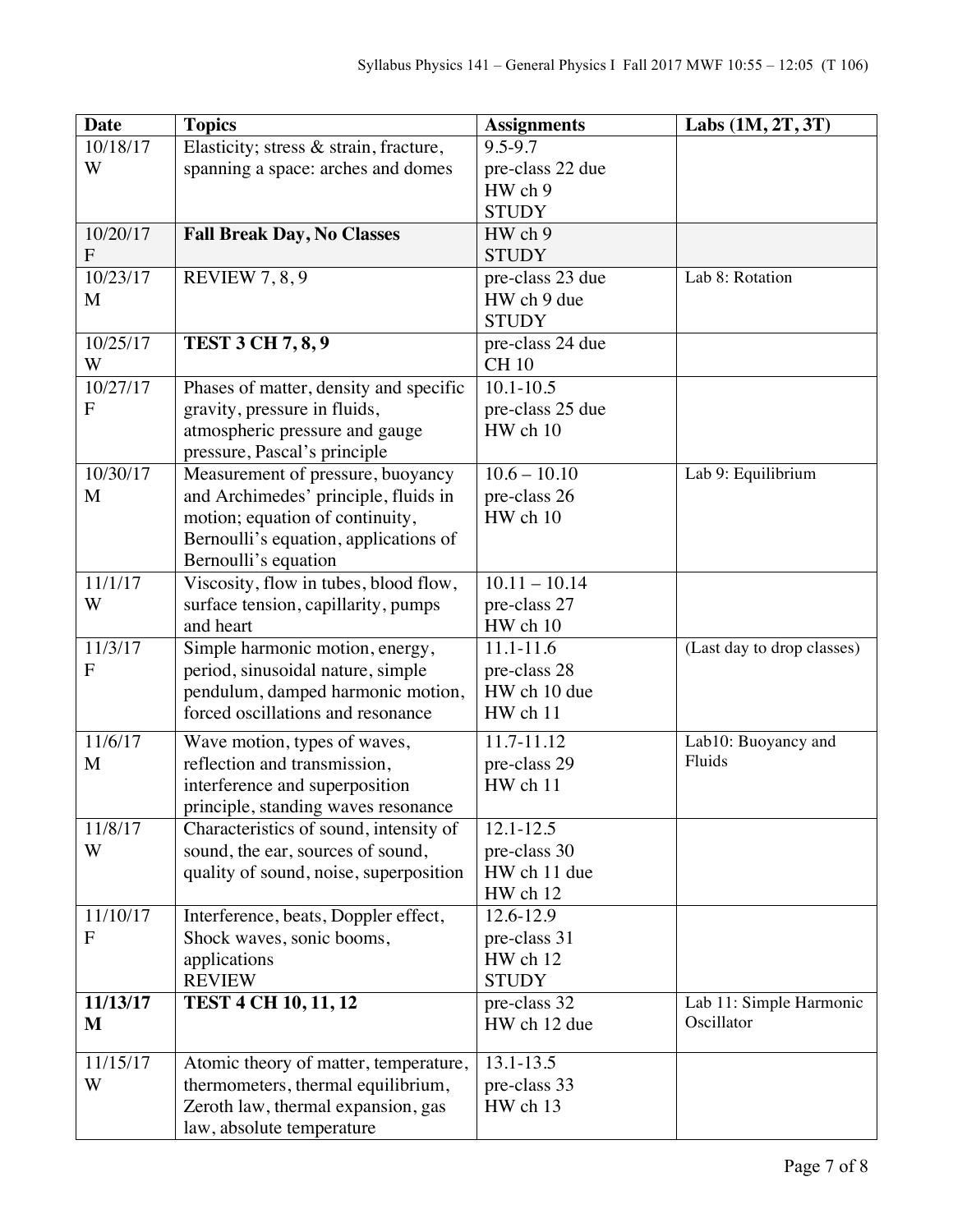| Date | Topics | Assignments | Labs (1M, 2T, 3T) |
|---|---|---|---|
| 10/18/17 W | Elasticity; stress & strain, fracture, spanning a space: arches and domes | 9.5-9.7<br>pre-class 22 due<br>HW ch 9<br>STUDY | |
| 10/20/17 F | **Fall Break Day, No Classes** | HW ch 9<br>STUDY | |
| 10/23/17 M | REVIEW 7, 8, 9 | pre-class 23 due<br>HW ch 9 due<br>STUDY | Lab 8: Rotation |
| 10/25/17 W | **TEST 3 CH 7, 8, 9** | pre-class 24 due<br>CH 10 | |
| 10/27/17 F | Phases of matter, density and specific gravity, pressure in fluids, atmospheric pressure and gauge pressure, Pascal's principle | 10.1-10.5<br>pre-class 25 due<br>HW ch 10 | |
| 10/30/17 M | Measurement of pressure, buoyancy and Archimedes' principle, fluids in motion; equation of continuity, Bernoulli's equation, applications of Bernoulli's equation | 10.6 – 10.10<br>pre-class 26<br>HW ch 10 | Lab 9: Equilibrium |
| 11/1/17 W | Viscosity, flow in tubes, blood flow, surface tension, capillarity, pumps and heart | 10.11 – 10.14<br>pre-class 27<br>HW ch 10 | |
| 11/3/17 F | Simple harmonic motion, energy, period, sinusoidal nature, simple pendulum, damped harmonic motion, forced oscillations and resonance | 11.1-11.6<br>pre-class 28<br>HW ch 10 due<br>HW ch 11 | (Last day to drop classes) |
| 11/6/17 M | Wave motion, types of waves, reflection and transmission, interference and superposition principle, standing waves resonance | 11.7-11.12<br>pre-class 29<br>HW ch 11 | Lab10: Buoyancy and Fluids |
| 11/8/17 W | Characteristics of sound, intensity of sound, the ear, sources of sound, quality of sound, noise, superposition | 12.1-12.5<br>pre-class 30<br>HW ch 11 due<br>HW ch 12 | |
| 11/10/17 F | Interference, beats, Doppler effect, Shock waves, sonic booms, applications<br>REVIEW | 12.6-12.9<br>pre-class 31<br>HW ch 12<br>STUDY | |
| **11/13/17 M** | **TEST 4 CH 10, 11, 12** | pre-class 32<br>HW ch 12 due | Lab 11: Simple Harmonic Oscillator |
| 11/15/17 W | Atomic theory of matter, temperature, thermometers, thermal equilibrium, Zeroth law, thermal expansion, gas law, absolute temperature | 13.1-13.5<br>pre-class 33<br>HW ch 13 | |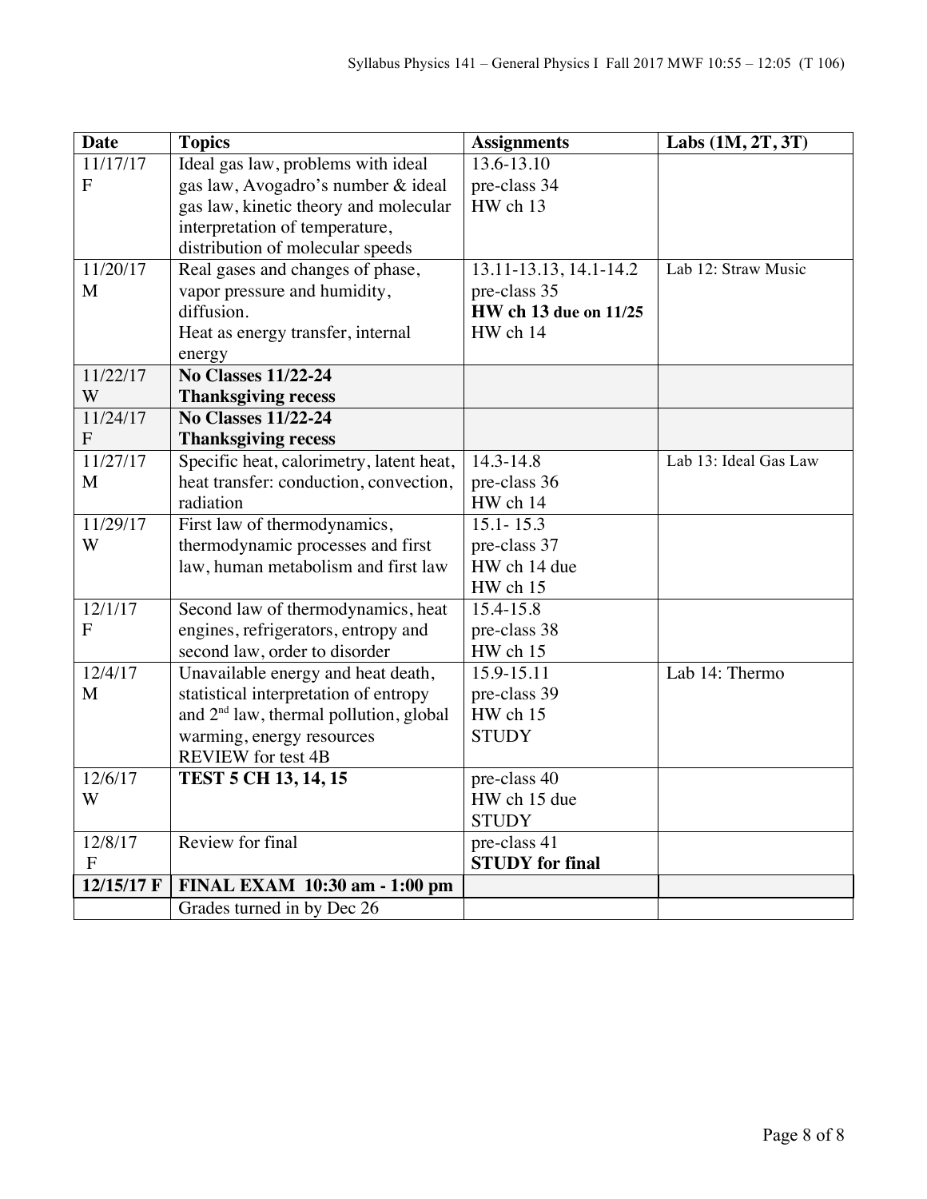| **Date** | **Topics** | **Assignments** | **Labs (1M, 2T, 3T)** |
|---|---|---|---|
| 11/17/17 F | Ideal gas law, problems with ideal gas law, Avogadro's number & ideal gas law, kinetic theory and molecular interpretation of temperature, distribution of molecular speeds | 13.6-13.10<br>pre-class 34<br>HW ch 13 | |
| 11/20/17 M | Real gases and changes of phase, vapor pressure and humidity, diffusion.<br>Heat as energy transfer, internal energy | 13.11-13.13, 14.1-14.2<br>pre-class 35<br>**HW ch 13 due on 11/25**<br>HW ch 14 | Lab 12: Straw Music |
| 11/22/17 W | **No Classes 11/22-24**<br>**Thanksgiving recess** | | |
| 11/24/17 F | **No Classes 11/22-24**<br>**Thanksgiving recess** | | |
| 11/27/17 M | Specific heat, calorimetry, latent heat, heat transfer: conduction, convection, radiation | 14.3-14.8<br>pre-class 36<br>HW ch 14 | Lab 13: Ideal Gas Law |
| 11/29/17 W | First law of thermodynamics, thermodynamic processes and first law, human metabolism and first law | 15.1- 15.3<br>pre-class 37<br>HW ch 14 due<br>HW ch 15 | |
| 12/1/17 F | Second law of thermodynamics, heat engines, refrigerators, entropy and second law, order to disorder | 15.4-15.8<br>pre-class 38<br>HW ch 15 | |
| 12/4/17 M | Unavailable energy and heat death, statistical interpretation of entropy and 2nd law, thermal pollution, global warming, energy resources<br>REVIEW for test 4B | 15.9-15.11<br>pre-class 39<br>HW ch 15<br>STUDY | Lab 14: Thermo |
| 12/6/17 W | **TEST 5 CH 13, 14, 15** | pre-class 40<br>HW ch 15 due<br>STUDY | |
| 12/8/17 F | Review for final | pre-class 41<br>**STUDY for final** | |
| **12/15/17 F** | **FINAL EXAM 10:30 am - 1:00 pm** | | |
| | Grades turned in by Dec 26 | | |